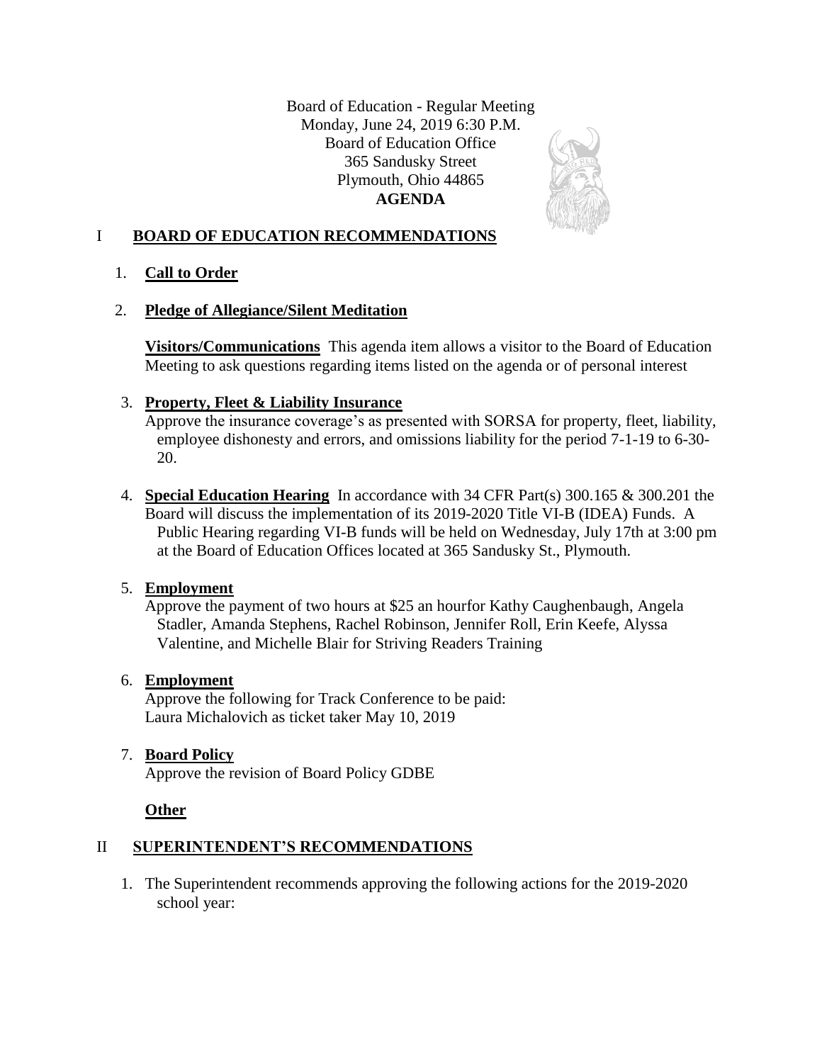Board of Education - Regular Meeting
Monday, June 24, 2019 6:30 P.M.
Board of Education Office
365 Sandusky Street
Plymouth, Ohio 44865
**AGENDA**

## I **BOARD OF EDUCATION RECOMMENDATIONS**

1. **Call to Order**

2. **Pledge of Allegiance/Silent Meditation**

   **Visitors/Communications** This agenda item allows a visitor to the Board of Education Meeting to ask questions regarding items listed on the agenda or of personal interest

3. **Property, Fleet & Liability Insurance**
   Approve the insurance coverage's as presented with SORSA for property, fleet, liability, employee dishonesty and errors, and omissions liability for the period 7-1-19 to 6-30-20.

4. **Special Education Hearing** In accordance with 34 CFR Part(s) 300.165 & 300.201 the Board will discuss the implementation of its 2019-2020 Title VI-B (IDEA) Funds. A Public Hearing regarding VI-B funds will be held on Wednesday, July 17th at 3:00 pm at the Board of Education Offices located at 365 Sandusky St., Plymouth.

5. **Employment**
   Approve the payment of two hours at $25 an hourfor Kathy Caughenbaugh, Angela Stadler, Amanda Stephens, Rachel Robinson, Jennifer Roll, Erin Keefe, Alyssa Valentine, and Michelle Blair for Striving Readers Training

6. **Employment**
   Approve the following for Track Conference to be paid:
   Laura Michalovich as ticket taker May 10, 2019

7. **Board Policy**
   Approve the revision of Board Policy GDBE

   **Other**

## II **SUPERINTENDENT'S RECOMMENDATIONS**

1. The Superintendent recommends approving the following actions for the 2019-2020 school year: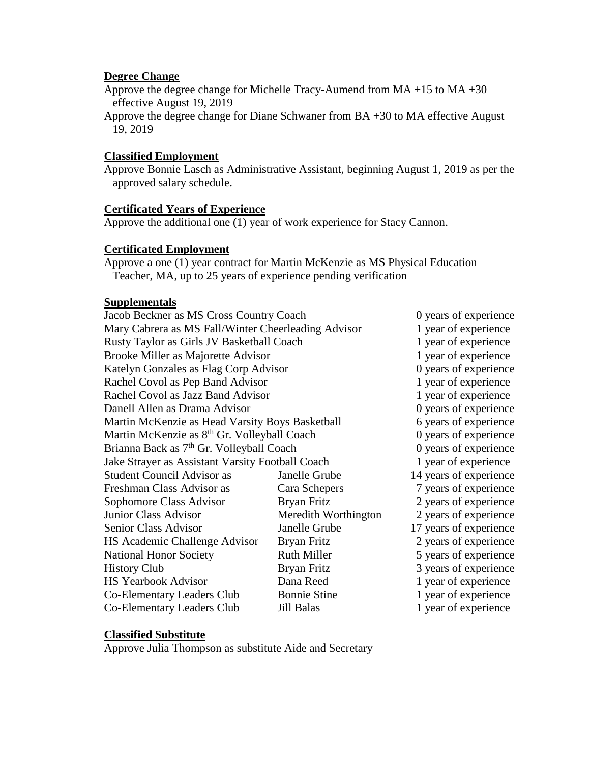**Degree Change**

Approve the degree change for Michelle Tracy-Aumend from MA +15 to MA +30 effective August 19, 2019

Approve the degree change for Diane Schwaner from BA +30 to MA effective August 19, 2019

**Classified Employment**

Approve Bonnie Lasch as Administrative Assistant, beginning August 1, 2019 as per the approved salary schedule.

**Certificated Years of Experience**

Approve the additional one (1) year of work experience for Stacy Cannon.

**Certificated Employment**

Approve a one (1) year contract for Martin McKenzie as MS Physical Education Teacher, MA, up to 25 years of experience pending verification

**Supplementals**

| | | |
|---|---|---|
| Jacob Beckner as MS Cross Country Coach | | 0 years of experience |
| Mary Cabrera as MS Fall/Winter Cheerleading Advisor | | 1 year of experience |
| Rusty Taylor as Girls JV Basketball Coach | | 1 year of experience |
| Brooke Miller as Majorette Advisor | | 1 year of experience |
| Katelyn Gonzales as Flag Corp Advisor | | 0 years of experience |
| Rachel Covol as Pep Band Advisor | | 1 year of experience |
| Rachel Covol as Jazz Band Advisor | | 1 year of experience |
| Danell Allen as Drama Advisor | | 0 years of experience |
| Martin McKenzie as Head Varsity Boys Basketball | | 6 years of experience |
| Martin McKenzie as 8th Gr. Volleyball Coach | | 0 years of experience |
| Brianna Back as 7th Gr. Volleyball Coach | | 0 years of experience |
| Jake Strayer as Assistant Varsity Football Coach | | 1 year of experience |
| Student Council Advisor as | Janelle Grube | 14 years of experience |
| Freshman Class Advisor as | Cara Schepers | 7 years of experience |
| Sophomore Class Advisor | Bryan Fritz | 2 years of experience |
| Junior Class Advisor | Meredith Worthington | 2 years of experience |
| Senior Class Advisor | Janelle Grube | 17 years of experience |
| HS Academic Challenge Advisor | Bryan Fritz | 2 years of experience |
| National Honor Society | Ruth Miller | 5 years of experience |
| History Club | Bryan Fritz | 3 years of experience |
| HS Yearbook Advisor | Dana Reed | 1 year of experience |
| Co-Elementary Leaders Club | Bonnie Stine | 1 year of experience |
| Co-Elementary Leaders Club | Jill Balas | 1 year of experience |

**Classified Substitute**

Approve Julia Thompson as substitute Aide and Secretary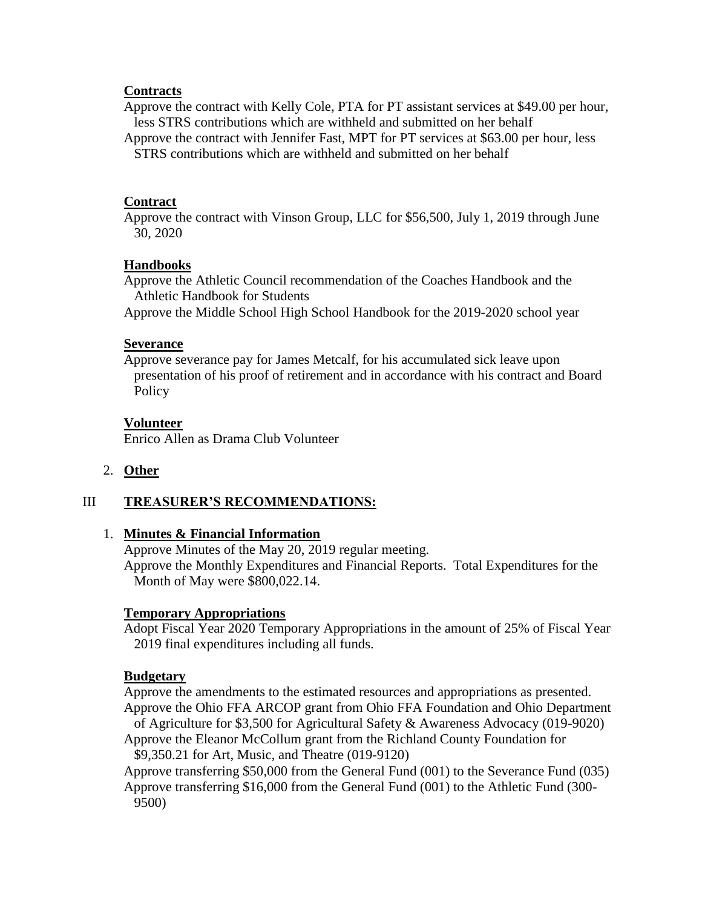**Contracts**

Approve the contract with Kelly Cole, PTA for PT assistant services at $49.00 per hour, less STRS contributions which are withheld and submitted on her behalf

Approve the contract with Jennifer Fast, MPT for PT services at $63.00 per hour, less STRS contributions which are withheld and submitted on her behalf

**Contract**

Approve the contract with Vinson Group, LLC for $56,500, July 1, 2019 through June 30, 2020

**Handbooks**

Approve the Athletic Council recommendation of the Coaches Handbook and the Athletic Handbook for Students

Approve the Middle School High School Handbook for the 2019-2020 school year

**Severance**

Approve severance pay for James Metcalf, for his accumulated sick leave upon presentation of his proof of retirement and in accordance with his contract and Board Policy

**Volunteer**

Enrico Allen as Drama Club Volunteer

2. **Other**

## III TREASURER'S RECOMMENDATIONS:

1. **Minutes & Financial Information**

Approve Minutes of the May 20, 2019 regular meeting.

Approve the Monthly Expenditures and Financial Reports. Total Expenditures for the Month of May were $800,022.14.

**Temporary Appropriations**

Adopt Fiscal Year 2020 Temporary Appropriations in the amount of 25% of Fiscal Year 2019 final expenditures including all funds.

**Budgetary**

Approve the amendments to the estimated resources and appropriations as presented.

Approve the Ohio FFA ARCOP grant from Ohio FFA Foundation and Ohio Department of Agriculture for $3,500 for Agricultural Safety & Awareness Advocacy (019-9020)

Approve the Eleanor McCollum grant from the Richland County Foundation for $9,350.21 for Art, Music, and Theatre (019-9120)

Approve transferring $50,000 from the General Fund (001) to the Severance Fund (035)

Approve transferring $16,000 from the General Fund (001) to the Athletic Fund (300-9500)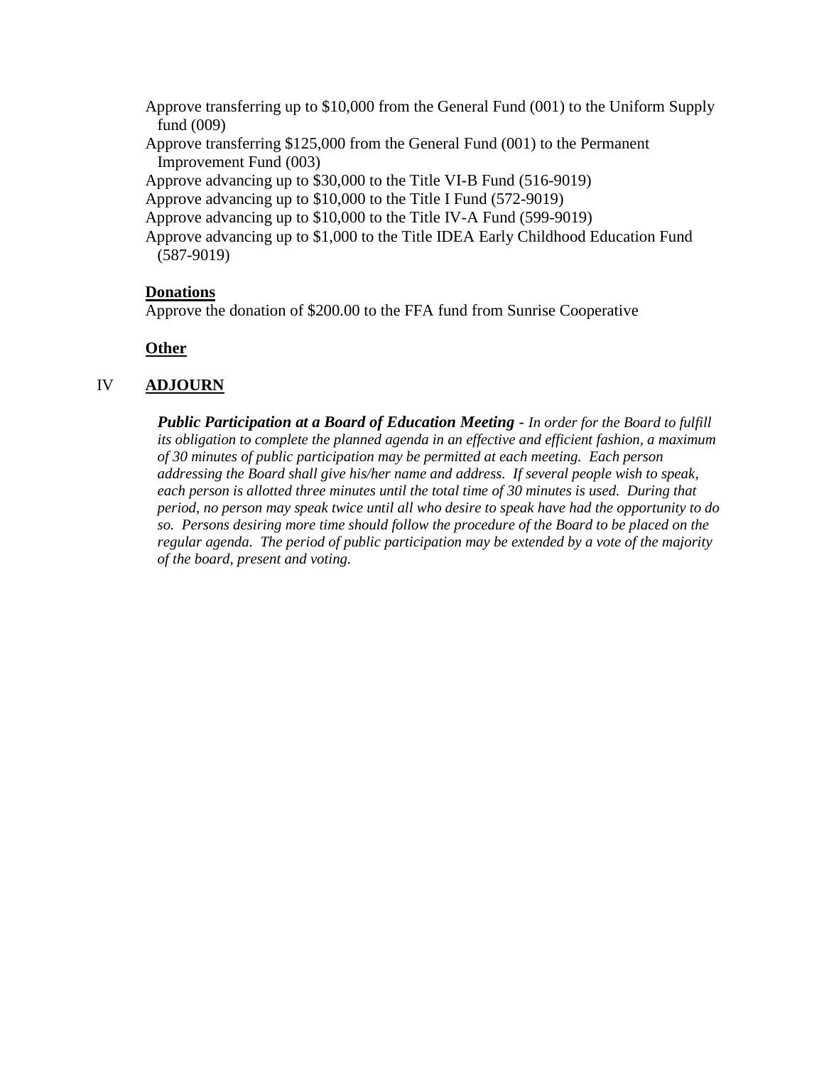Approve transferring up to $10,000 from the General Fund (001) to the Uniform Supply fund (009)

Approve transferring $125,000 from the General Fund (001) to the Permanent Improvement Fund (003)

Approve advancing up to $30,000 to the Title VI-B Fund (516-9019)

Approve advancing up to $10,000 to the Title I Fund (572-9019)

Approve advancing up to $10,000 to the Title IV-A Fund (599-9019)

Approve advancing up to $1,000 to the Title IDEA Early Childhood Education Fund (587-9019)

**Donations**

Approve the donation of $200.00 to the FFA fund from Sunrise Cooperative

**Other**

IV **ADJOURN**

***Public Participation at a Board of Education Meeting*** - *In order for the Board to fulfill its obligation to complete the planned agenda in an effective and efficient fashion, a maximum of 30 minutes of public participation may be permitted at each meeting. Each person addressing the Board shall give his/her name and address. If several people wish to speak, each person is allotted three minutes until the total time of 30 minutes is used. During that period, no person may speak twice until all who desire to speak have had the opportunity to do so. Persons desiring more time should follow the procedure of the Board to be placed on the regular agenda. The period of public participation may be extended by a vote of the majority of the board, present and voting.*